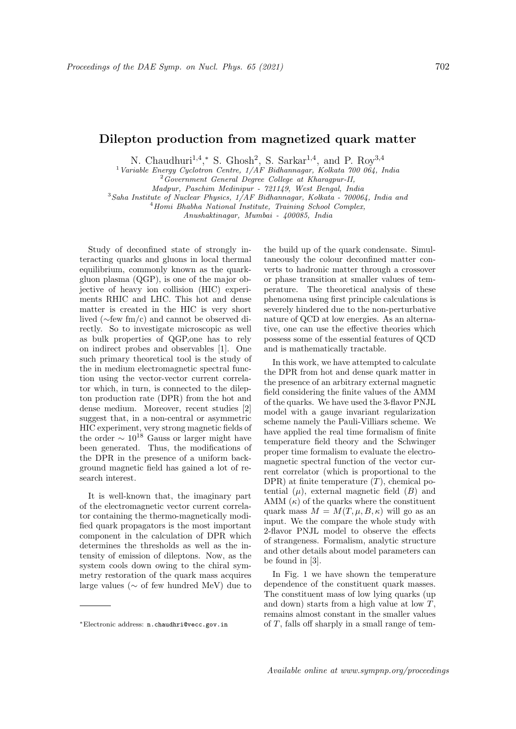# Dilepton production from magnetized quark matter

N. Chaudhuri[1,4,*], S. Ghosh[2], S. Sarkar[1,4], and P. Roy[3,4]

[1] *Variable Energy Cyclotron Centre, 1/AF Bidhannagar, Kolkata 700 064, India*
[2] *Government General Degree College at Kharagpur-II, Madpur, Paschim Medinipur - 721149, West Bengal, India*
[3] *Saha Institute of Nuclear Physics, 1/AF Bidhannagar, Kolkata - 700064, India and*
[4] *Homi Bhabha National Institute, Training School Complex, Anushaktinagar, Mumbai - 400085, India*

Study of deconfined state of strongly interacting quarks and gluons in local thermal equilibrium, commonly known as the quark-gluon plasma (QGP), is one of the major objective of heavy ion collision (HIC) experiments RHIC and LHC. This hot and dense matter is created in the HIC is very short lived (∼few fm/c) and cannot be observed directly. So to investigate microscopic as well as bulk properties of QGP,one has to rely on indirect probes and observables [1]. One such primary theoretical tool is the study of the in medium electromagnetic spectral function using the vector-vector current correlator which, in turn, is connected to the dilepton production rate (DPR) from the hot and dense medium. Moreover, recent studies [2] suggest that, in a non-central or asymmetric HIC experiment, very strong magnetic fields of the order $\sim 10^{18}$ Gauss or larger might have been generated. Thus, the modifications of the DPR in the presence of a uniform background magnetic field has gained a lot of research interest.

It is well-known that, the imaginary part of the electromagnetic vector current correlator containing the thermo-magnetically modified quark propagators is the most important component in the calculation of DPR which determines the thresholds as well as the intensity of emission of dileptons. Now, as the system cools down owing to the chiral symmetry restoration of the quark mass acquires large values (∼ of few hundred MeV) due to the build up of the quark condensate. Simultaneously the colour deconfined matter converts to hadronic matter through a crossover or phase transition at smaller values of temperature. The theoretical analysis of these phenomena using first principle calculations is severely hindered due to the non-perturbative nature of QCD at low energies. As an alternative, one can use the effective theories which possess some of the essential features of QCD and is mathematically tractable.

In this work, we have attempted to calculate the DPR from hot and dense quark matter in the presence of an arbitrary external magnetic field considering the finite values of the AMM of the quarks. We have used the 3-flavor PNJL model with a gauge invariant regularization scheme namely the Pauli-Villiars scheme. We have applied the real time formalism of finite temperature field theory and the Schwinger proper time formalism to evaluate the electromagnetic spectral function of the vector current correlator (which is proportional to the DPR) at finite temperature ($T$), chemical potential ($\mu$), external magnetic field ($B$) and AMM ($\kappa$) of the quarks where the constituent quark mass $M = M(T, \mu, B, \kappa)$ will go as an input. We the compare the whole study with 2-flavor PNJL model to observe the effects of strangeness. Formalism, analytic structure and other details about model parameters can be found in [3].

In Fig. 1 we have shown the temperature dependence of the constituent quark masses. The constituent mass of low lying quarks (up and down) starts from a high value at low $T$, remains almost constant in the smaller values of $T$, falls off sharply in a small range of tem-

*Electronic address: n.chaudhri@vecc.gov.in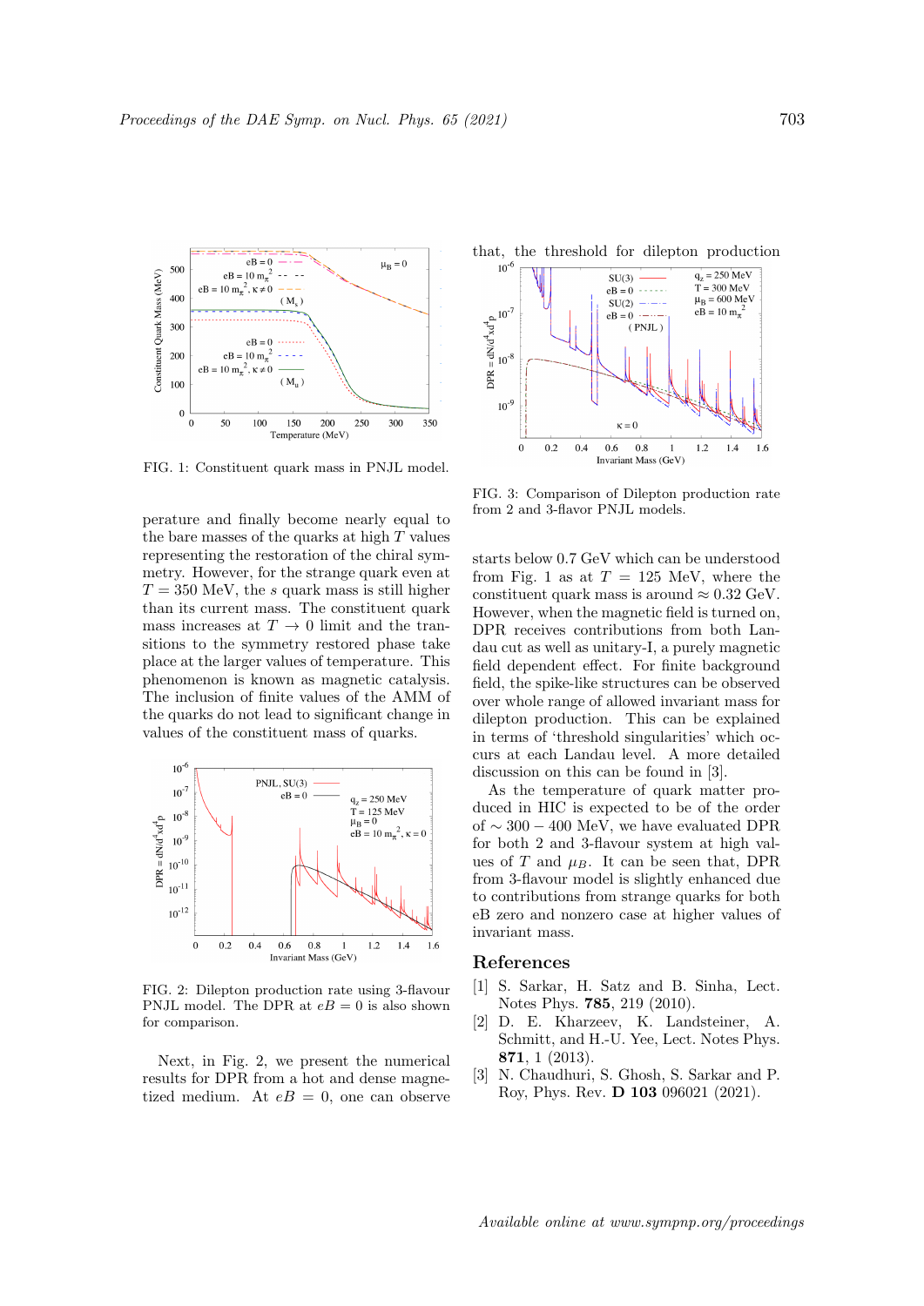Temperature (MeV)

Constituent Quark Mass (MeV)

eB = 0

eB = 10 m$_\pi^2$

eB = 10 m$_\pi^2$, κ ≠ 0

( M$_s$ )

μ$_B$ = 0

eB = 0

eB = 10 m$_\pi^2$

eB = 10 m$_\pi^2$, κ ≠ 0

( M$_u$ )

FIG. 1: Constituent quark mass in PNJL model.

perature and finally become nearly equal to the bare masses of the quarks at high $T$ values representing the restoration of the chiral symmetry. However, for the strange quark even at $T = 350$ MeV, the $s$ quark mass is still higher than its current mass. The constituent quark mass increases at $T \to 0$ limit and the transitions to the symmetry restored phase take place at the larger values of temperature. This phenomenon is known as magnetic catalysis. The inclusion of finite values of the AMM of the quarks do not lead to significant change in values of the constituent mass of quarks.

PNJL, SU(3)

eB = 0

q$_z$ = 250 MeV

T = 125 MeV

μ$_B$ = 0

eB = 10 m$_\pi^2$, κ = 0

DPR = dN/d$^4$xd$^4$p

Invariant Mass (GeV)

FIG. 2: Dilepton production rate using 3-flavour PNJL model. The DPR at $eB = 0$ is also shown for comparison.

Next, in Fig. 2, we present the numerical results for DPR from a hot and dense magnetized medium. At $eB = 0$, one can observe that, the threshold for dilepton production

SU(3)

eB = 0

SU(2)

eB = 0

( PNJL )

q$_z$ = 250 MeV

T = 300 MeV

μ$_B$ = 600 MeV

eB = 10 m$_\pi^2$

κ = 0

DPR = dN/d$^4$xd$^4$p

Invariant Mass (GeV)

FIG. 3: Comparison of Dilepton production rate from 2 and 3-flavor PNJL models.

starts below 0.7 GeV which can be understood from Fig. 1 as at $T = 125$ MeV, where the constituent quark mass is around $\approx 0.32$ GeV. However, when the magnetic field is turned on, DPR receives contributions from both Landau cut as well as unitary-I, a purely magnetic field dependent effect. For finite background field, the spike-like structures can be observed over whole range of allowed invariant mass for dilepton production. This can be explained in terms of 'threshold singularities' which occurs at each Landau level. A more detailed discussion on this can be found in [3].

As the temperature of quark matter produced in HIC is expected to be of the order of $\sim 300-400$ MeV, we have evaluated DPR for both 2 and 3-flavour system at high values of $T$ and $\mu_B$. It can be seen that, DPR from 3-flavour model is slightly enhanced due to contributions from strange quarks for both eB zero and nonzero case at higher values of invariant mass.

## References

[1] S. Sarkar, H. Satz and B. Sinha, Lect. Notes Phys. **785**, 219 (2010).

[2] D. E. Kharzeev, K. Landsteiner, A. Schmitt, and H.-U. Yee, Lect. Notes Phys. **871**, 1 (2013).

[3] N. Chaudhuri, S. Ghosh, S. Sarkar and P. Roy, Phys. Rev. **D 103** 096021 (2021).